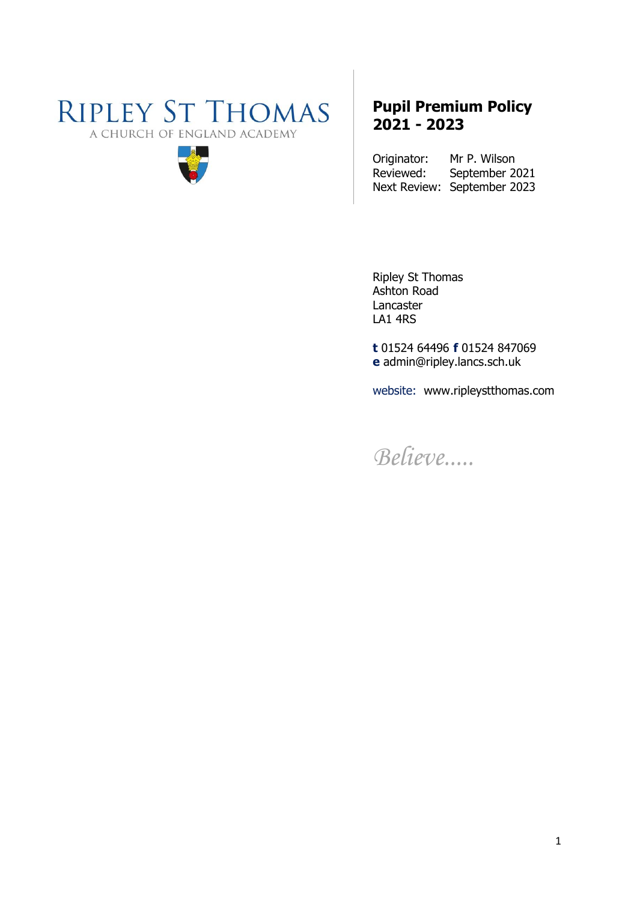# Ripley St Thomas

A CHURCH OF ENGLAND ACADEMY

## Pupil Premium Policy 2021 - 2023

Originator: Mr P. Wilson
Reviewed: September 2021
Next Review: September 2023

Ripley St Thomas
Ashton Road
Lancaster
LA1 4RS

**t** 01524 64496 **f** 01524 847069
**e** admin@ripley.lancs.sch.uk

website: www.ripleystthomas.com

*Believe.....*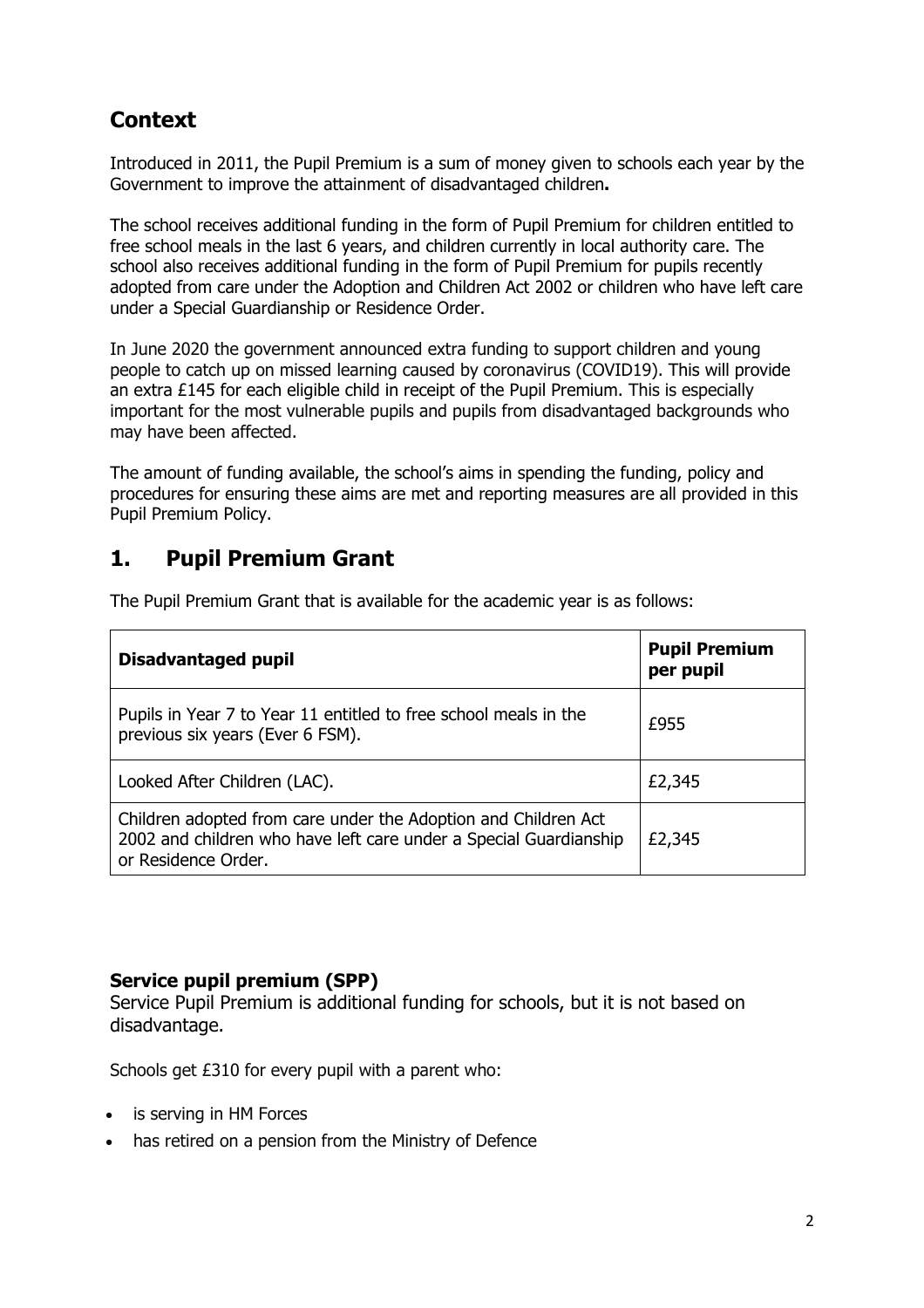## Context

Introduced in 2011, the Pupil Premium is a sum of money given to schools each year by the Government to improve the attainment of disadvantaged children**.**

The school receives additional funding in the form of Pupil Premium for children entitled to free school meals in the last 6 years, and children currently in local authority care. The school also receives additional funding in the form of Pupil Premium for pupils recently adopted from care under the Adoption and Children Act 2002 or children who have left care under a Special Guardianship or Residence Order.

In June 2020 the government announced extra funding to support children and young people to catch up on missed learning caused by coronavirus (COVID19). This will provide an extra £145 for each eligible child in receipt of the Pupil Premium. This is especially important for the most vulnerable pupils and pupils from disadvantaged backgrounds who may have been affected.

The amount of funding available, the school's aims in spending the funding, policy and procedures for ensuring these aims are met and reporting measures are all provided in this Pupil Premium Policy.

## 1. Pupil Premium Grant

The Pupil Premium Grant that is available for the academic year is as follows:

| **Disadvantaged pupil** | **Pupil Premium per pupil** |
|---|---|
| Pupils in Year 7 to Year 11 entitled to free school meals in the previous six years (Ever 6 FSM). | £955 |
| Looked After Children (LAC). | £2,345 |
| Children adopted from care under the Adoption and Children Act 2002 and children who have left care under a Special Guardianship or Residence Order. | £2,345 |

### Service pupil premium (SPP)

Service Pupil Premium is additional funding for schools, but it is not based on disadvantage.

Schools get £310 for every pupil with a parent who:

- is serving in HM Forces
- has retired on a pension from the Ministry of Defence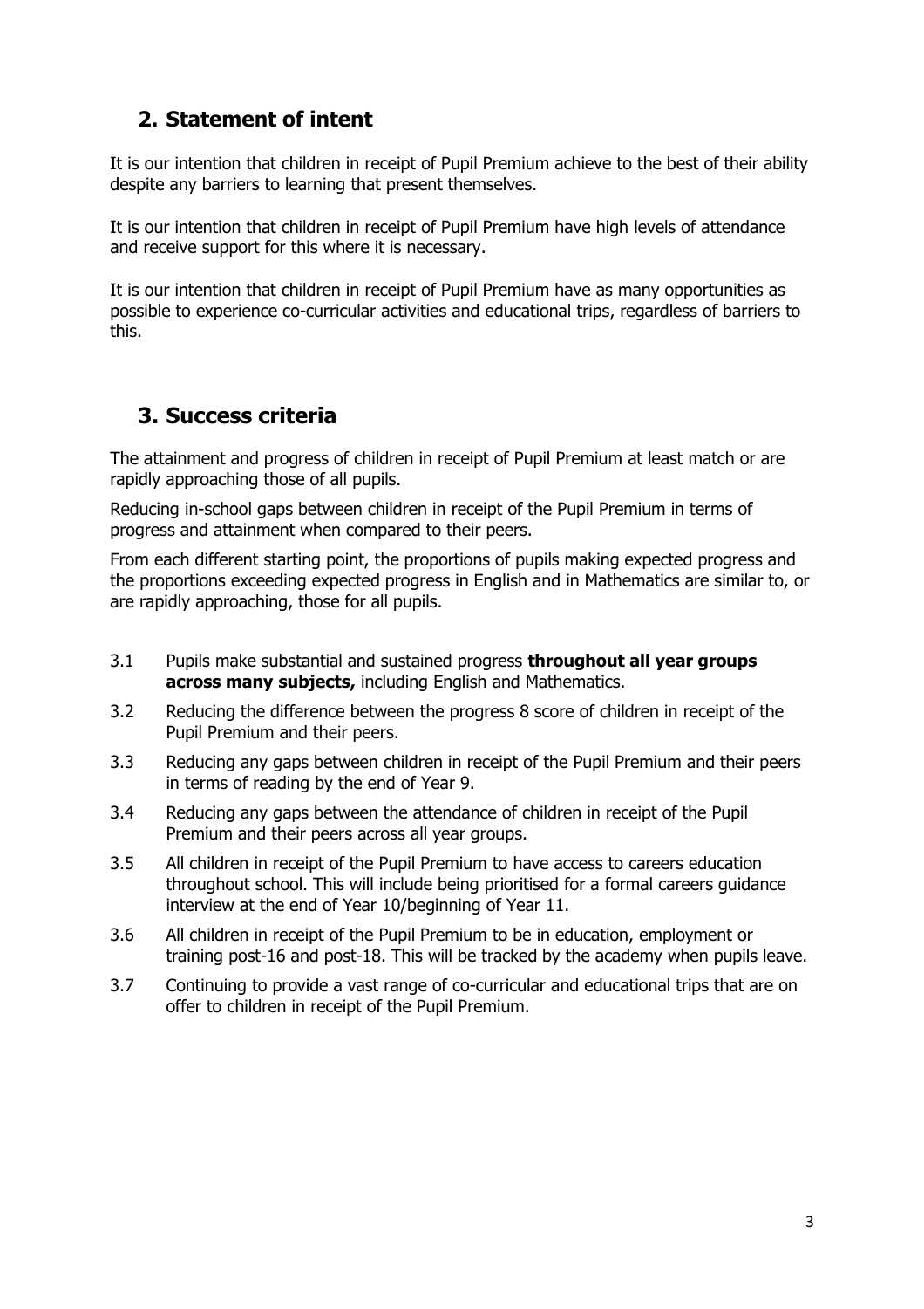## 2. Statement of intent

It is our intention that children in receipt of Pupil Premium achieve to the best of their ability despite any barriers to learning that present themselves.

It is our intention that children in receipt of Pupil Premium have high levels of attendance and receive support for this where it is necessary.

It is our intention that children in receipt of Pupil Premium have as many opportunities as possible to experience co-curricular activities and educational trips, regardless of barriers to this.

## 3. Success criteria

The attainment and progress of children in receipt of Pupil Premium at least match or are rapidly approaching those of all pupils.

Reducing in-school gaps between children in receipt of the Pupil Premium in terms of progress and attainment when compared to their peers.

From each different starting point, the proportions of pupils making expected progress and the proportions exceeding expected progress in English and in Mathematics are similar to, or are rapidly approaching, those for all pupils.

3.1 Pupils make substantial and sustained progress **throughout all year groups across many subjects,** including English and Mathematics.

3.2 Reducing the difference between the progress 8 score of children in receipt of the Pupil Premium and their peers.

3.3 Reducing any gaps between children in receipt of the Pupil Premium and their peers in terms of reading by the end of Year 9.

3.4 Reducing any gaps between the attendance of children in receipt of the Pupil Premium and their peers across all year groups.

3.5 All children in receipt of the Pupil Premium to have access to careers education throughout school. This will include being prioritised for a formal careers guidance interview at the end of Year 10/beginning of Year 11.

3.6 All children in receipt of the Pupil Premium to be in education, employment or training post-16 and post-18. This will be tracked by the academy when pupils leave.

3.7 Continuing to provide a vast range of co-curricular and educational trips that are on offer to children in receipt of the Pupil Premium.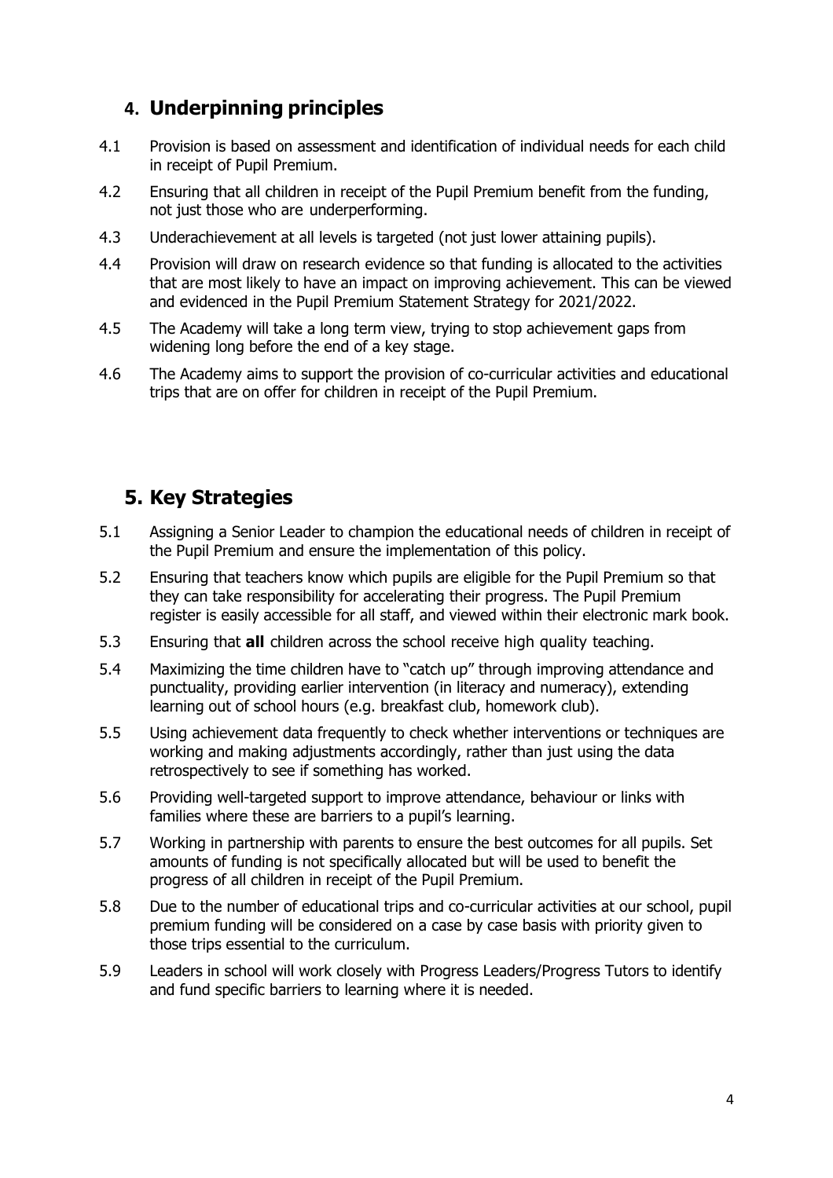## 4. Underpinning principles

4.1 Provision is based on assessment and identification of individual needs for each child in receipt of Pupil Premium.

4.2 Ensuring that all children in receipt of the Pupil Premium benefit from the funding, not just those who are underperforming.

4.3 Underachievement at all levels is targeted (not just lower attaining pupils).

4.4 Provision will draw on research evidence so that funding is allocated to the activities that are most likely to have an impact on improving achievement. This can be viewed and evidenced in the Pupil Premium Statement Strategy for 2021/2022.

4.5 The Academy will take a long term view, trying to stop achievement gaps from widening long before the end of a key stage.

4.6 The Academy aims to support the provision of co-curricular activities and educational trips that are on offer for children in receipt of the Pupil Premium.

## 5. Key Strategies

5.1 Assigning a Senior Leader to champion the educational needs of children in receipt of the Pupil Premium and ensure the implementation of this policy.

5.2 Ensuring that teachers know which pupils are eligible for the Pupil Premium so that they can take responsibility for accelerating their progress. The Pupil Premium register is easily accessible for all staff, and viewed within their electronic mark book.

5.3 Ensuring that **all** children across the school receive high quality teaching.

5.4 Maximizing the time children have to "catch up" through improving attendance and punctuality, providing earlier intervention (in literacy and numeracy), extending learning out of school hours (e.g. breakfast club, homework club).

5.5 Using achievement data frequently to check whether interventions or techniques are working and making adjustments accordingly, rather than just using the data retrospectively to see if something has worked.

5.6 Providing well-targeted support to improve attendance, behaviour or links with families where these are barriers to a pupil's learning.

5.7 Working in partnership with parents to ensure the best outcomes for all pupils. Set amounts of funding is not specifically allocated but will be used to benefit the progress of all children in receipt of the Pupil Premium.

5.8 Due to the number of educational trips and co-curricular activities at our school, pupil premium funding will be considered on a case by case basis with priority given to those trips essential to the curriculum.

5.9 Leaders in school will work closely with Progress Leaders/Progress Tutors to identify and fund specific barriers to learning where it is needed.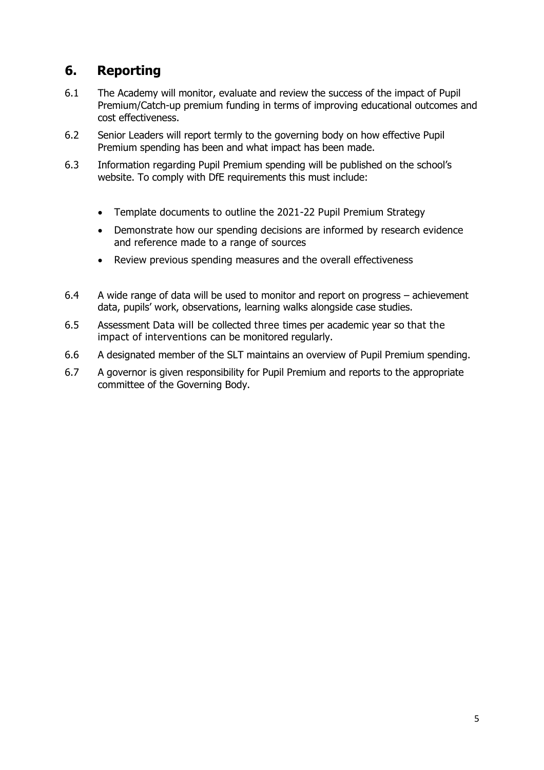## 6. Reporting

6.1 The Academy will monitor, evaluate and review the success of the impact of Pupil Premium/Catch-up premium funding in terms of improving educational outcomes and cost effectiveness.

6.2 Senior Leaders will report termly to the governing body on how effective Pupil Premium spending has been and what impact has been made.

6.3 Information regarding Pupil Premium spending will be published on the school's website. To comply with DfE requirements this must include:

- Template documents to outline the 2021-22 Pupil Premium Strategy
- Demonstrate how our spending decisions are informed by research evidence and reference made to a range of sources
- Review previous spending measures and the overall effectiveness

6.4 A wide range of data will be used to monitor and report on progress – achievement data, pupils' work, observations, learning walks alongside case studies.

6.5 Assessment Data will be collected three times per academic year so that the impact of interventions can be monitored regularly.

6.6 A designated member of the SLT maintains an overview of Pupil Premium spending.

6.7 A governor is given responsibility for Pupil Premium and reports to the appropriate committee of the Governing Body.